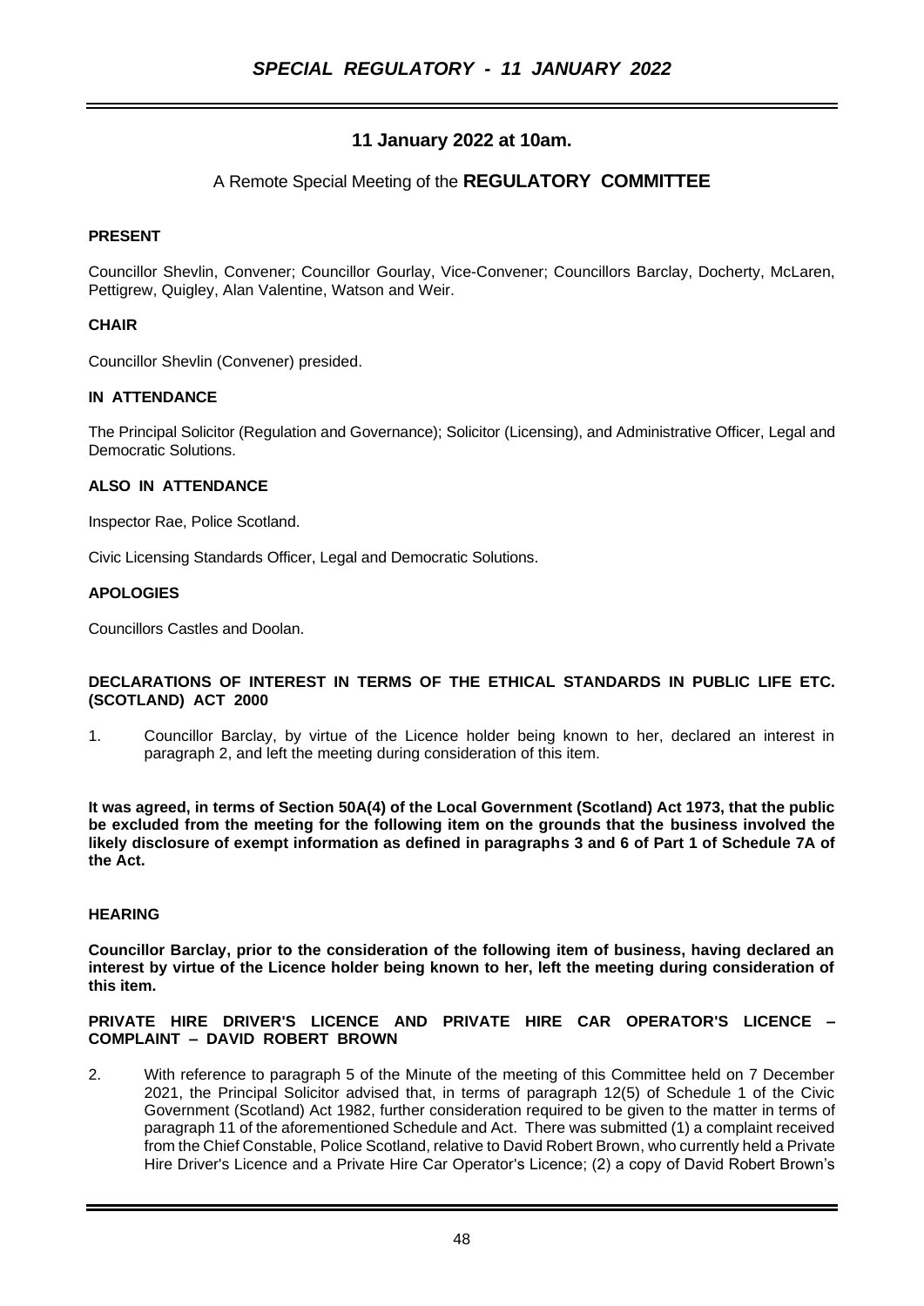## 11 January 2022 at 10am.

A Remote Special Meeting of the **REGULATORY COMMITTEE**

**PRESENT**

Councillor Shevlin, Convener; Councillor Gourlay, Vice-Convener; Councillors Barclay, Docherty, McLaren, Pettigrew, Quigley, Alan Valentine, Watson and Weir.

**CHAIR**

Councillor Shevlin (Convener) presided.

**IN ATTENDANCE**

The Principal Solicitor (Regulation and Governance); Solicitor (Licensing), and Administrative Officer, Legal and Democratic Solutions.

**ALSO IN ATTENDANCE**

Inspector Rae, Police Scotland.

Civic Licensing Standards Officer, Legal and Democratic Solutions.

**APOLOGIES**

Councillors Castles and Doolan.

**DECLARATIONS OF INTEREST IN TERMS OF THE ETHICAL STANDARDS IN PUBLIC LIFE ETC. (SCOTLAND) ACT 2000**

1. Councillor Barclay, by virtue of the Licence holder being known to her, declared an interest in paragraph 2, and left the meeting during consideration of this item.

**It was agreed, in terms of Section 50A(4) of the Local Government (Scotland) Act 1973, that the public be excluded from the meeting for the following item on the grounds that the business involved the likely disclosure of exempt information as defined in paragraphs 3 and 6 of Part 1 of Schedule 7A of the Act.**

**HEARING**

**Councillor Barclay, prior to the consideration of the following item of business, having declared an interest by virtue of the Licence holder being known to her, left the meeting during consideration of this item.**

**PRIVATE HIRE DRIVER'S LICENCE AND PRIVATE HIRE CAR OPERATOR'S LICENCE – COMPLAINT – DAVID ROBERT BROWN**

2. With reference to paragraph 5 of the Minute of the meeting of this Committee held on 7 December 2021, the Principal Solicitor advised that, in terms of paragraph 12(5) of Schedule 1 of the Civic Government (Scotland) Act 1982, further consideration required to be given to the matter in terms of paragraph 11 of the aforementioned Schedule and Act. There was submitted (1) a complaint received from the Chief Constable, Police Scotland, relative to David Robert Brown, who currently held a Private Hire Driver's Licence and a Private Hire Car Operator's Licence; (2) a copy of David Robert Brown's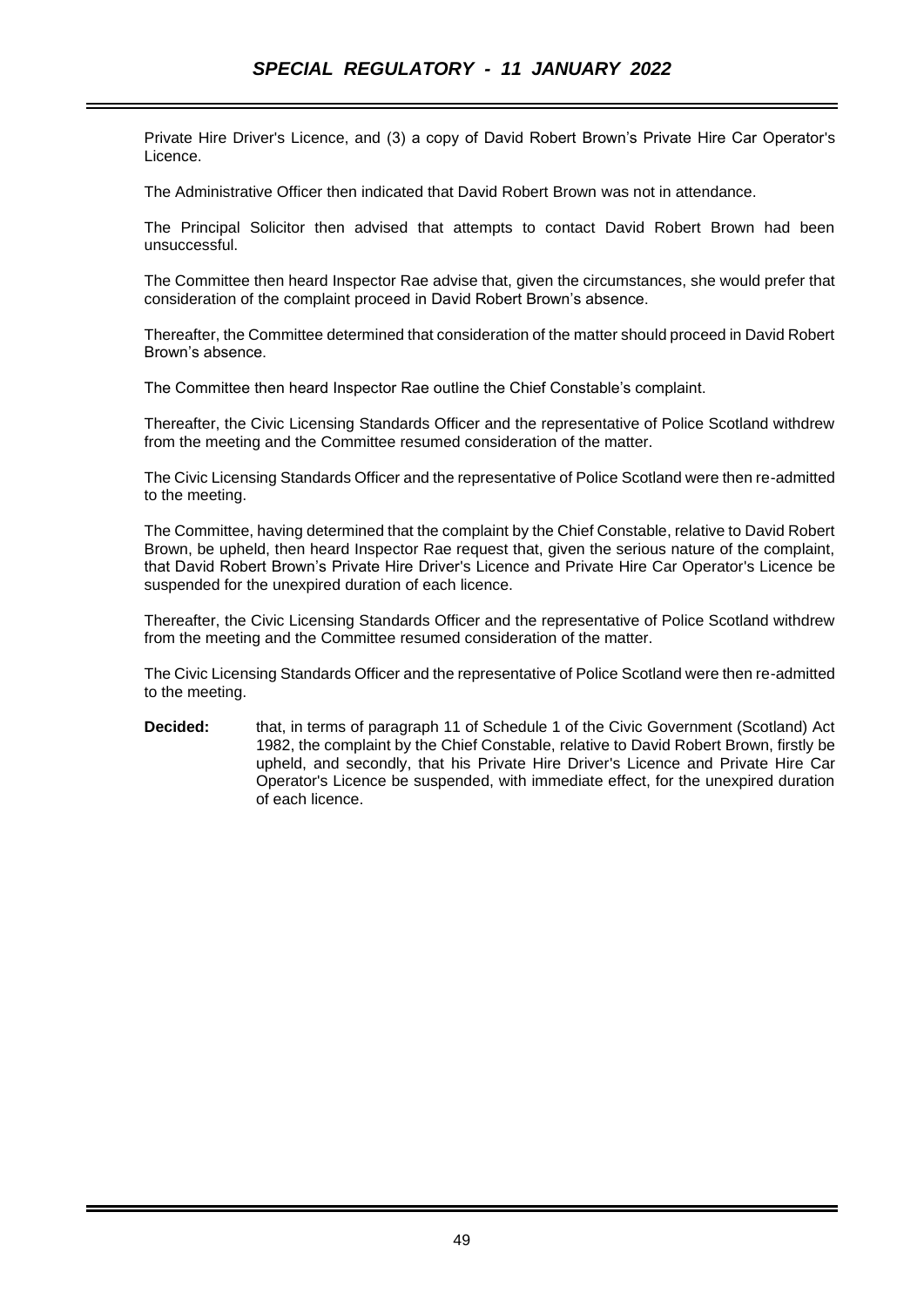Private Hire Driver's Licence, and (3) a copy of David Robert Brown's Private Hire Car Operator's Licence.

The Administrative Officer then indicated that David Robert Brown was not in attendance.

The Principal Solicitor then advised that attempts to contact David Robert Brown had been unsuccessful.

The Committee then heard Inspector Rae advise that, given the circumstances, she would prefer that consideration of the complaint proceed in David Robert Brown's absence.

Thereafter, the Committee determined that consideration of the matter should proceed in David Robert Brown's absence.

The Committee then heard Inspector Rae outline the Chief Constable's complaint.

Thereafter, the Civic Licensing Standards Officer and the representative of Police Scotland withdrew from the meeting and the Committee resumed consideration of the matter.

The Civic Licensing Standards Officer and the representative of Police Scotland were then re-admitted to the meeting.

The Committee, having determined that the complaint by the Chief Constable, relative to David Robert Brown, be upheld, then heard Inspector Rae request that, given the serious nature of the complaint, that David Robert Brown's Private Hire Driver's Licence and Private Hire Car Operator's Licence be suspended for the unexpired duration of each licence.

Thereafter, the Civic Licensing Standards Officer and the representative of Police Scotland withdrew from the meeting and the Committee resumed consideration of the matter.

The Civic Licensing Standards Officer and the representative of Police Scotland were then re-admitted to the meeting.

**Decided:** that, in terms of paragraph 11 of Schedule 1 of the Civic Government (Scotland) Act 1982, the complaint by the Chief Constable, relative to David Robert Brown, firstly be upheld, and secondly, that his Private Hire Driver's Licence and Private Hire Car Operator's Licence be suspended, with immediate effect, for the unexpired duration of each licence.